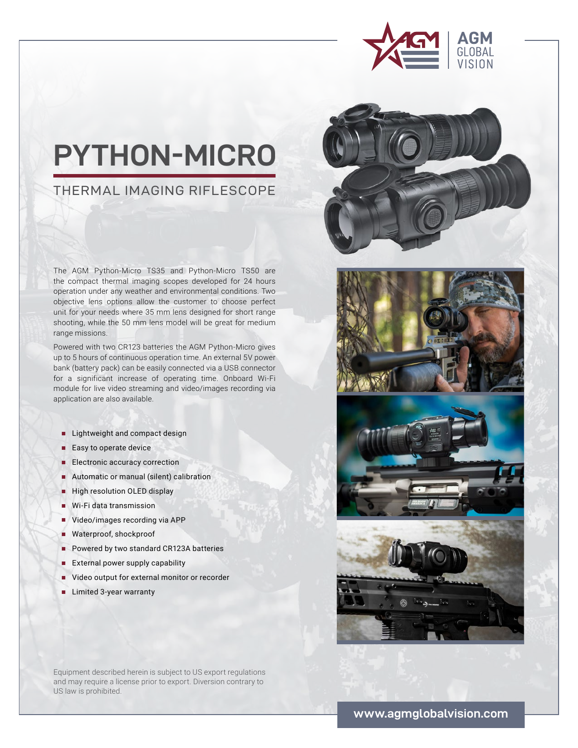# PYTHON-MICRO

## THERMAL IMAGING RIFLESCOPE

The AGM Python-Micro TS35 and Python-Micro TS50 are the compact thermal imaging scopes developed for 24 hours operation under any weather and environmental conditions. Two objective lens options allow the customer to choose perfect unit for your needs where 35 mm lens designed for short range shooting, while the 50 mm lens model will be great for medium range missions.

Powered with two CR123 batteries the AGM Python-Micro gives up to 5 hours of continuous operation time. An external 5V power bank (battery pack) can be easily connected via a USB connector for a significant increase of operating time. Onboard Wi-Fi module for live video streaming and video/images recording via application are also available.

- Lightweight and compact design
- Easy to operate device
- Electronic accuracy correction
- Automatic or manual (silent) calibration
- High resolution OLED display
- Wi-Fi data transmission
- Video/images recording via APP
- Waterproof, shockproof
- Powered by two standard CR123A batteries
- External power supply capability
- Video output for external monitor or recorder
- Limited 3-year warranty

Equipment described herein is subject to US export regulations and may require a license prior to export. Diversion contrary to US law is prohibited.

www.agmglobalvision.com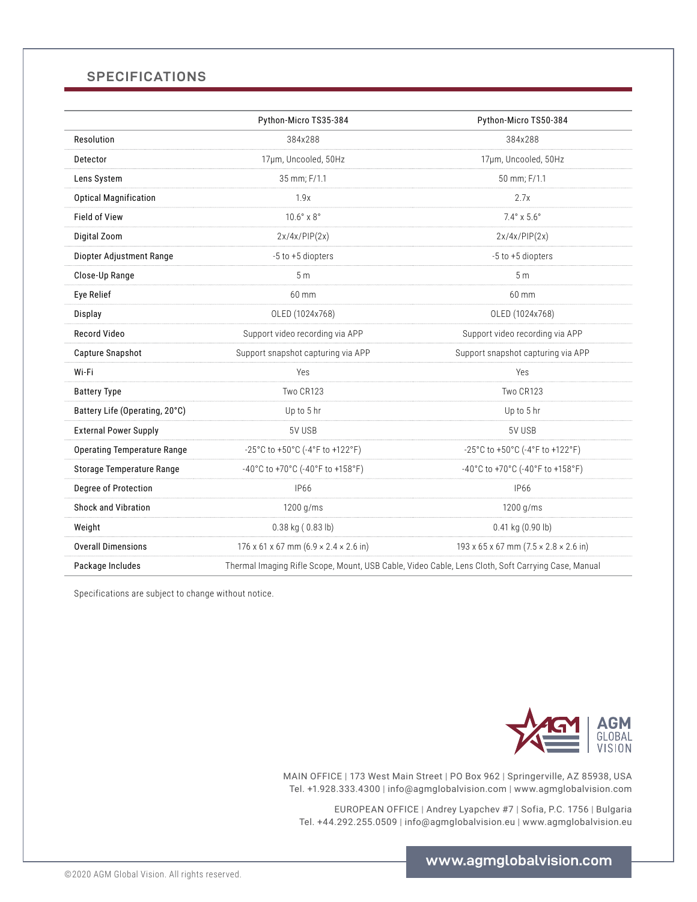## SPECIFICATIONS

| | Python-Micro TS35-384 | Python-Micro TS50-384 |
|---|---|---|
| Resolution | 384x288 | 384x288 |
| Detector | 17μm, Uncooled, 50Hz | 17μm, Uncooled, 50Hz |
| Lens System | 35 mm; F/1.1 | 50 mm; F/1.1 |
| Optical Magnification | 1.9x | 2.7x |
| Field of View | 10.6° x 8° | 7.4° x 5.6° |
| Digital Zoom | 2x/4x/PIP(2x) | 2x/4x/PIP(2x) |
| Diopter Adjustment Range | -5 to +5 diopters | -5 to +5 diopters |
| Close-Up Range | 5 m | 5 m |
| Eye Relief | 60 mm | 60 mm |
| Display | OLED (1024x768) | OLED (1024x768) |
| Record Video | Support video recording via APP | Support video recording via APP |
| Capture Snapshot | Support snapshot capturing via APP | Support snapshot capturing via APP |
| Wi-Fi | Yes | Yes |
| Battery Type | Two CR123 | Two CR123 |
| Battery Life (Operating, 20°C) | Up to 5 hr | Up to 5 hr |
| External Power Supply | 5V USB | 5V USB |
| Operating Temperature Range | -25°C to +50°C (-4°F to +122°F) | -25°C to +50°C (-4°F to +122°F) |
| Storage Temperature Range | -40°C to +70°C (-40°F to +158°F) | -40°C to +70°C (-40°F to +158°F) |
| Degree of Protection | IP66 | IP66 |
| Shock and Vibration | 1200 g/ms | 1200 g/ms |
| Weight | 0.38 kg ( 0.83 lb) | 0.41 kg (0.90 lb) |
| Overall Dimensions | 176 x 61 x 67 mm (6.9 × 2.4 × 2.6 in) | 193 x 65 x 67 mm (7.5 × 2.8 × 2.6 in) |
| Package Includes | Thermal Imaging Rifle Scope, Mount, USB Cable, Video Cable, Lens Cloth, Soft Carrying Case, Manual | |

Specifications are subject to change without notice.

AGM GLOBAL VISION

MAIN OFFICE | 173 West Main Street | PO Box 962 | Springerville, AZ 85938, USA
Tel. +1.928.333.4300 | info@agmglobalvision.com | www.agmglobalvision.com

EUROPEAN OFFICE | Andrey Lyapchev #7 | Sofia, P.C. 1756 | Bulgaria
Tel. +44.292.255.0509 | info@agmglobalvision.eu | www.agmglobalvision.eu

www.agmglobalvision.com

©2020 AGM Global Vision. All rights reserved.